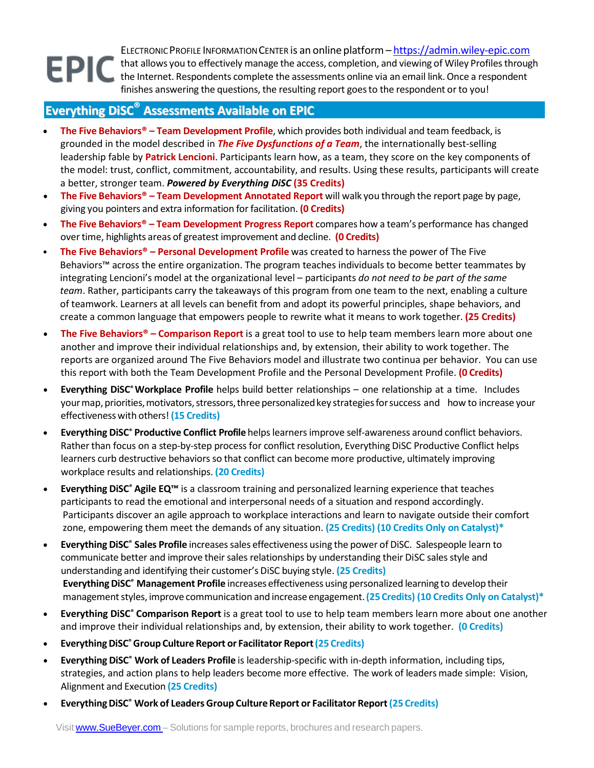**EPIC**

ELECTRONIC PROFILE INFORMATION CENTER is an online platform – [https://admin.wiley-epic.com](https://admin.wiley-epic.com) that allows you to effectively manage the access, completion, and viewing of Wiley Profiles through the Internet. Respondents complete the assessments online via an email link. Once a respondent finishes answering the questions, the resulting report goes to the respondent or to you!

## Everything DiSC® Assessments Available on EPIC

- **The Five Behaviors® – Team Development Profile**, which provides both individual and team feedback, is grounded in the model described in ***The Five Dysfunctions of a Team***, the internationally best-selling leadership fable by **Patrick Lencioni**. Participants learn how, as a team, they score on the key components of the model: trust, conflict, commitment, accountability, and results. Using these results, participants will create a better, stronger team. ***Powered by Everything DiSC*** **(35 Credits)**
- **The Five Behaviors® – Team Development Annotated Report** will walk you through the report page by page, giving you pointers and extra information for facilitation. **(0 Credits)**
- **The Five Behaviors® – Team Development Progress Report** compares how a team's performance has changed over time, highlights areas of greatest improvement and decline. **(0 Credits)**
- **The Five Behaviors® – Personal Development Profile** was created to harness the power of The Five Behaviors™ across the entire organization. The program teaches individuals to become better teammates by integrating Lencioni's model at the organizational level – participants *do not need to be part of the same team*. Rather, participants carry the takeaways of this program from one team to the next, enabling a culture of teamwork. Learners at all levels can benefit from and adopt its powerful principles, shape behaviors, and create a common language that empowers people to rewrite what it means to work together. **(25 Credits)**
- **The Five Behaviors® – Comparison Report** is a great tool to use to help team members learn more about one another and improve their individual relationships and, by extension, their ability to work together. The reports are organized around The Five Behaviors model and illustrate two continua per behavior. You can use this report with both the Team Development Profile and the Personal Development Profile. **(0 Credits)**
- **Everything DiSC® Workplace Profile** helps build better relationships – one relationship at a time. Includes your map, priorities, motivators, stressors, three personalized key strategies for success and how to increase your effectiveness with others! **(15 Credits)**
- **Everything DiSC® Productive Conflict Profile** helps learners improve self-awareness around conflict behaviors. Rather than focus on a step-by-step process for conflict resolution, Everything DiSC Productive Conflict helps learners curb destructive behaviors so that conflict can become more productive, ultimately improving workplace results and relationships. **(20 Credits)**
- **Everything DiSC® Agile EQ™** is a classroom training and personalized learning experience that teaches participants to read the emotional and interpersonal needs of a situation and respond accordingly. Participants discover an agile approach to workplace interactions and learn to navigate outside their comfort zone, empowering them meet the demands of any situation. **(25 Credits) (10 Credits Only on Catalyst)***
- **Everything DiSC® Sales Profile** increases sales effectiveness using the power of DiSC. Salespeople learn to communicate better and improve their sales relationships by understanding their DiSC sales style and understanding and identifying their customer's DiSC buying style. **(25 Credits)**
  **Everything DiSC® Management Profile** increases effectiveness using personalized learning to develop their management styles, improve communication and increase engagement. **(25 Credits) (10 Credits Only on Catalyst)***
- **Everything DiSC® Comparison Report** is a great tool to use to help team members learn more about one another and improve their individual relationships and, by extension, their ability to work together. **(0 Credits)**
- **Everything DiSC® Group Culture Report or Facilitator Report (25 Credits)**
- **Everything DiSC® Work of Leaders Profile** is leadership-specific with in-depth information, including tips, strategies, and action plans to help leaders become more effective. The work of leaders made simple: Vision, Alignment and Execution **(25 Credits)**
- **Everything DiSC® Work of Leaders Group Culture Report or Facilitator Report (25 Credits)**

Visit [www.SueBeyer.com](www.SueBeyer.com) – Solutions for sample reports, brochures and research papers.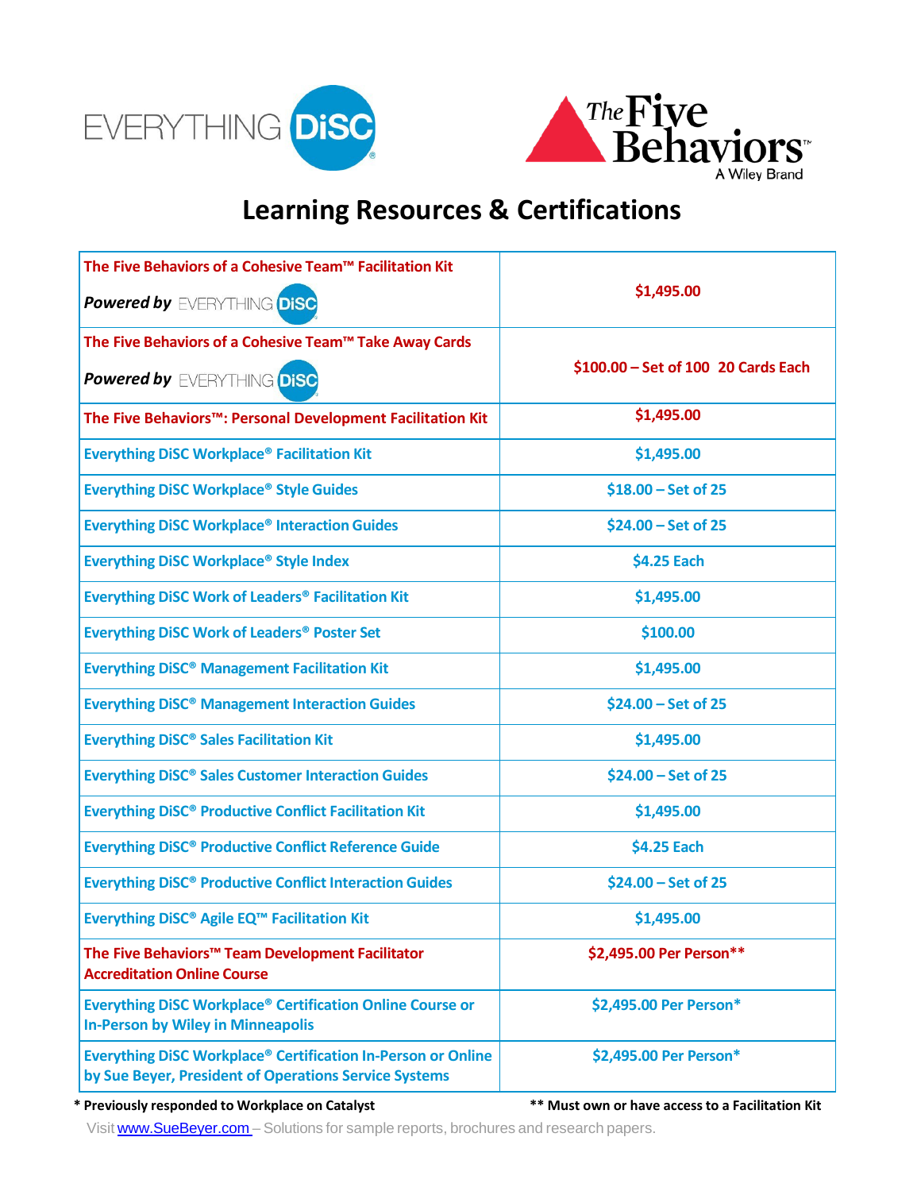EVERYTHING DiSC

The Five Behaviors™ A Wiley Brand

# Learning Resources & Certifications

| | |
|---|---|
| **The Five Behaviors of a Cohesive Team™ Facilitation Kit** *Powered by* EVERYTHING DiSC | **$1,495.00** |
| **The Five Behaviors of a Cohesive Team™ Take Away Cards** *Powered by* EVERYTHING DiSC | **$100.00 – Set of 100 20 Cards Each** |
| **The Five Behaviors™: Personal Development Facilitation Kit** | **$1,495.00** |
| **Everything DiSC Workplace® Facilitation Kit** | **$1,495.00** |
| **Everything DiSC Workplace® Style Guides** | **$18.00 – Set of 25** |
| **Everything DiSC Workplace® Interaction Guides** | **$24.00 – Set of 25** |
| **Everything DiSC Workplace® Style Index** | **$4.25 Each** |
| **Everything DiSC Work of Leaders® Facilitation Kit** | **$1,495.00** |
| **Everything DiSC Work of Leaders® Poster Set** | **$100.00** |
| **Everything DiSC® Management Facilitation Kit** | **$1,495.00** |
| **Everything DiSC® Management Interaction Guides** | **$24.00 – Set of 25** |
| **Everything DiSC® Sales Facilitation Kit** | **$1,495.00** |
| **Everything DiSC® Sales Customer Interaction Guides** | **$24.00 – Set of 25** |
| **Everything DiSC® Productive Conflict Facilitation Kit** | **$1,495.00** |
| **Everything DiSC® Productive Conflict Reference Guide** | **$4.25 Each** |
| **Everything DiSC® Productive Conflict Interaction Guides** | **$24.00 – Set of 25** |
| **Everything DiSC® Agile EQ™ Facilitation Kit** | **$1,495.00** |
| **The Five Behaviors™ Team Development Facilitator Accreditation Online Course** | **$2,495.00 Per Person**** |
| **Everything DiSC Workplace® Certification Online Course or In-Person by Wiley in Minneapolis** | **$2,495.00 Per Person*** |
| **Everything DiSC Workplace® Certification In-Person or Online by Sue Beyer, President of Operations Service Systems** | **$2,495.00 Per Person*** |

**\* Previously responded to Workplace on Catalyst**

**\*\* Must own or have access to a Facilitation Kit**

Visit www.SueBeyer.com – Solutions for sample reports, brochures and research papers.